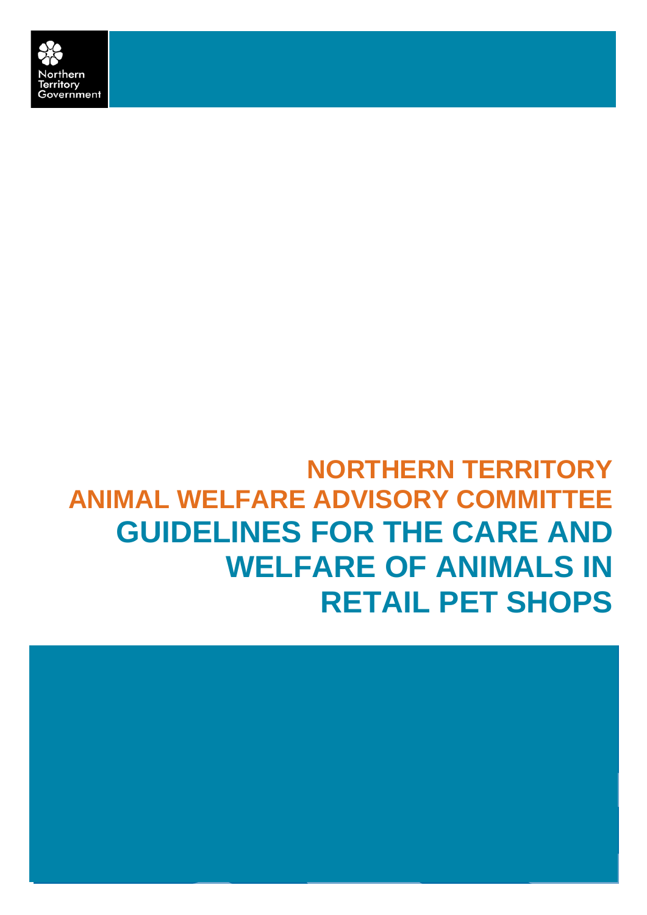Northern Territory Government

# NORTHERN TERRITORY ANIMAL WELFARE ADVISORY COMMITTEE

# GUIDELINES FOR THE CARE AND WELFARE OF ANIMALS IN RETAIL PET SHOPS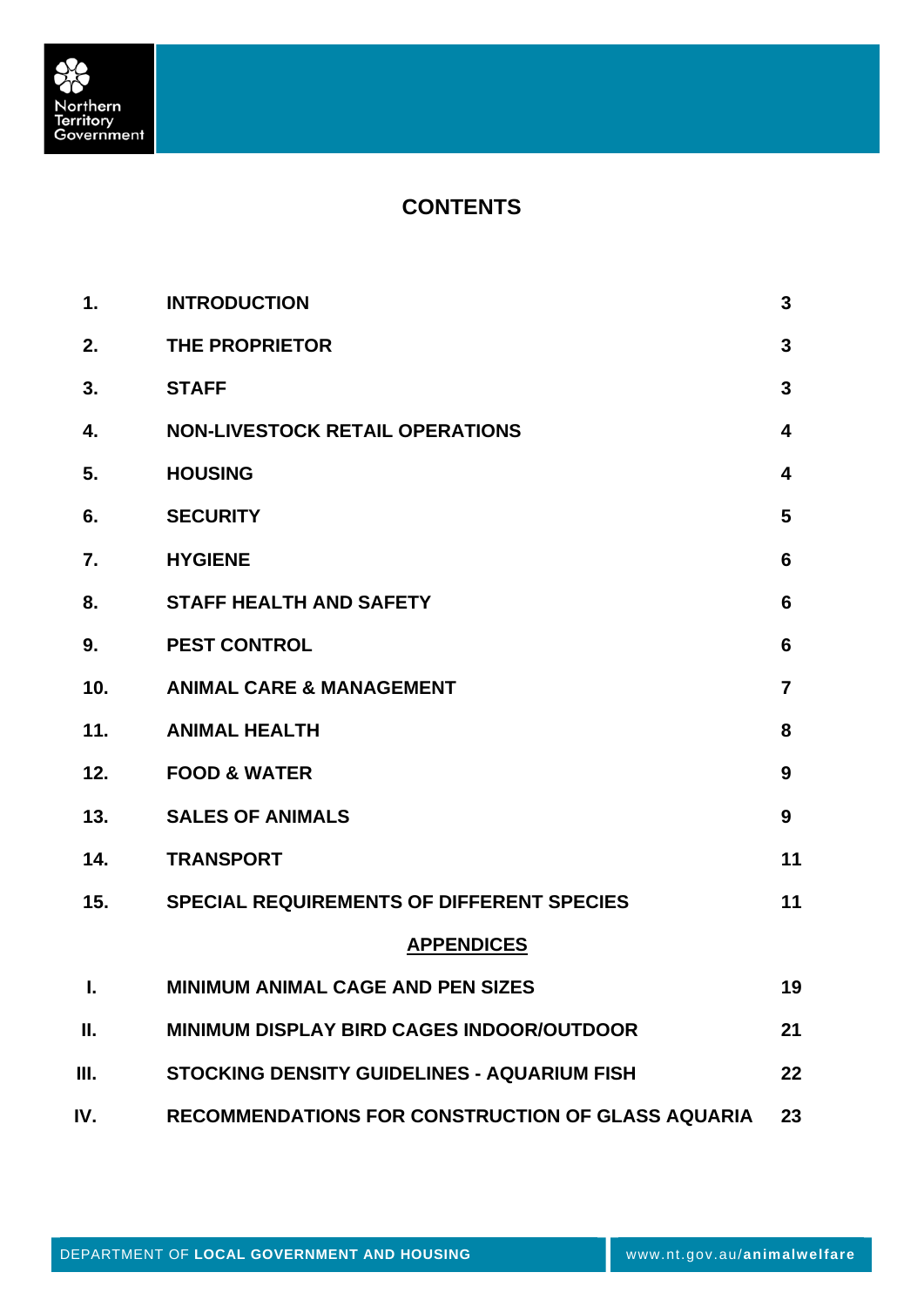# CONTENTS

| | | |
|---|---|---|
| 1. | INTRODUCTION | 3 |
| 2. | THE PROPRIETOR | 3 |
| 3. | STAFF | 3 |
| 4. | NON-LIVESTOCK RETAIL OPERATIONS | 4 |
| 5. | HOUSING | 4 |
| 6. | SECURITY | 5 |
| 7. | HYGIENE | 6 |
| 8. | STAFF HEALTH AND SAFETY | 6 |
| 9. | PEST CONTROL | 6 |
| 10. | ANIMAL CARE & MANAGEMENT | 7 |
| 11. | ANIMAL HEALTH | 8 |
| 12. | FOOD & WATER | 9 |
| 13. | SALES OF ANIMALS | 9 |
| 14. | TRANSPORT | 11 |
| 15. | SPECIAL REQUIREMENTS OF DIFFERENT SPECIES | 11 |
| | **APPENDICES** | |
| I. | MINIMUM ANIMAL CAGE AND PEN SIZES | 19 |
| II. | MINIMUM DISPLAY BIRD CAGES INDOOR/OUTDOOR | 21 |
| III. | STOCKING DENSITY GUIDELINES - AQUARIUM FISH | 22 |
| IV. | RECOMMENDATIONS FOR CONSTRUCTION OF GLASS AQUARIA | 23 |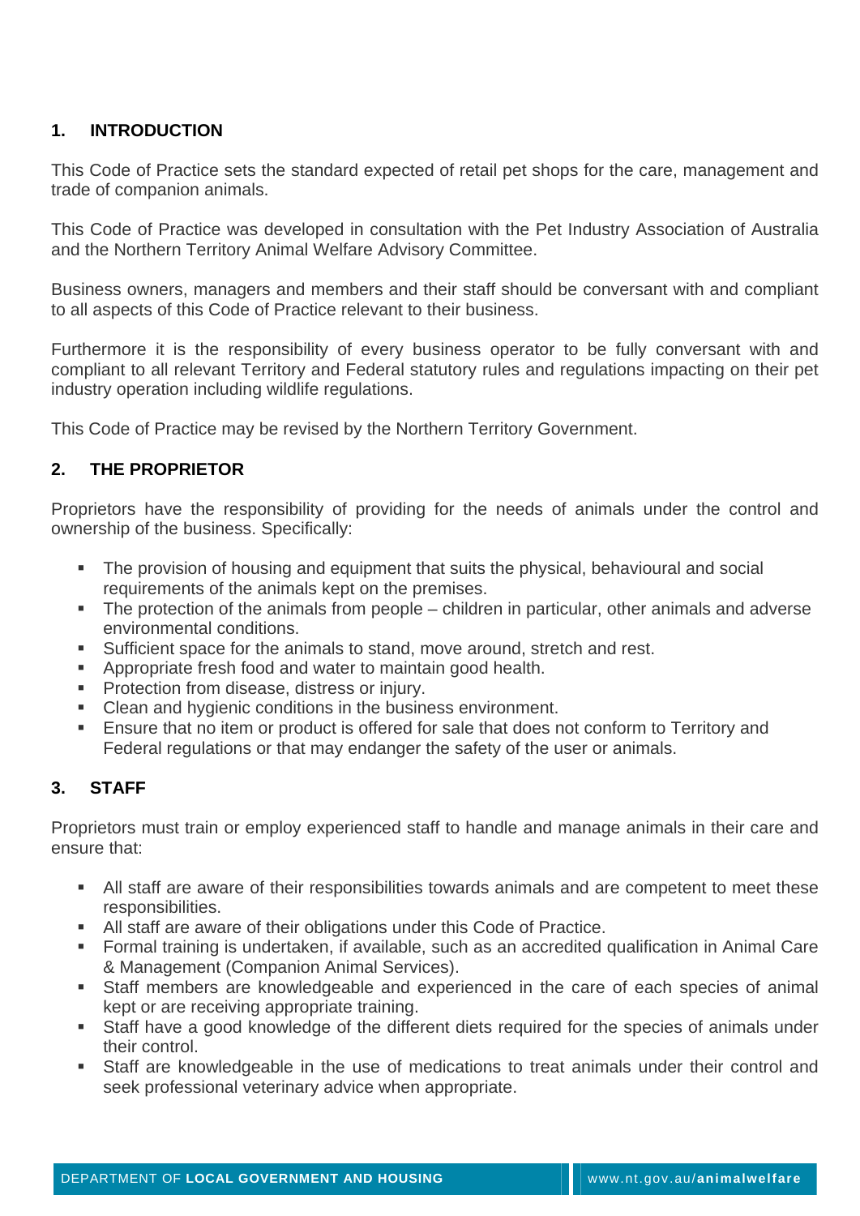## 1. INTRODUCTION

This Code of Practice sets the standard expected of retail pet shops for the care, management and trade of companion animals.

This Code of Practice was developed in consultation with the Pet Industry Association of Australia and the Northern Territory Animal Welfare Advisory Committee.

Business owners, managers and members and their staff should be conversant with and compliant to all aspects of this Code of Practice relevant to their business.

Furthermore it is the responsibility of every business operator to be fully conversant with and compliant to all relevant Territory and Federal statutory rules and regulations impacting on their pet industry operation including wildlife regulations.

This Code of Practice may be revised by the Northern Territory Government.

## 2. THE PROPRIETOR

Proprietors have the responsibility of providing for the needs of animals under the control and ownership of the business. Specifically:

- The provision of housing and equipment that suits the physical, behavioural and social requirements of the animals kept on the premises.
- The protection of the animals from people – children in particular, other animals and adverse environmental conditions.
- Sufficient space for the animals to stand, move around, stretch and rest.
- Appropriate fresh food and water to maintain good health.
- Protection from disease, distress or injury.
- Clean and hygienic conditions in the business environment.
- Ensure that no item or product is offered for sale that does not conform to Territory and Federal regulations or that may endanger the safety of the user or animals.

## 3. STAFF

Proprietors must train or employ experienced staff to handle and manage animals in their care and ensure that:

- All staff are aware of their responsibilities towards animals and are competent to meet these responsibilities.
- All staff are aware of their obligations under this Code of Practice.
- Formal training is undertaken, if available, such as an accredited qualification in Animal Care & Management (Companion Animal Services).
- Staff members are knowledgeable and experienced in the care of each species of animal kept or are receiving appropriate training.
- Staff have a good knowledge of the different diets required for the species of animals under their control.
- Staff are knowledgeable in the use of medications to treat animals under their control and seek professional veterinary advice when appropriate.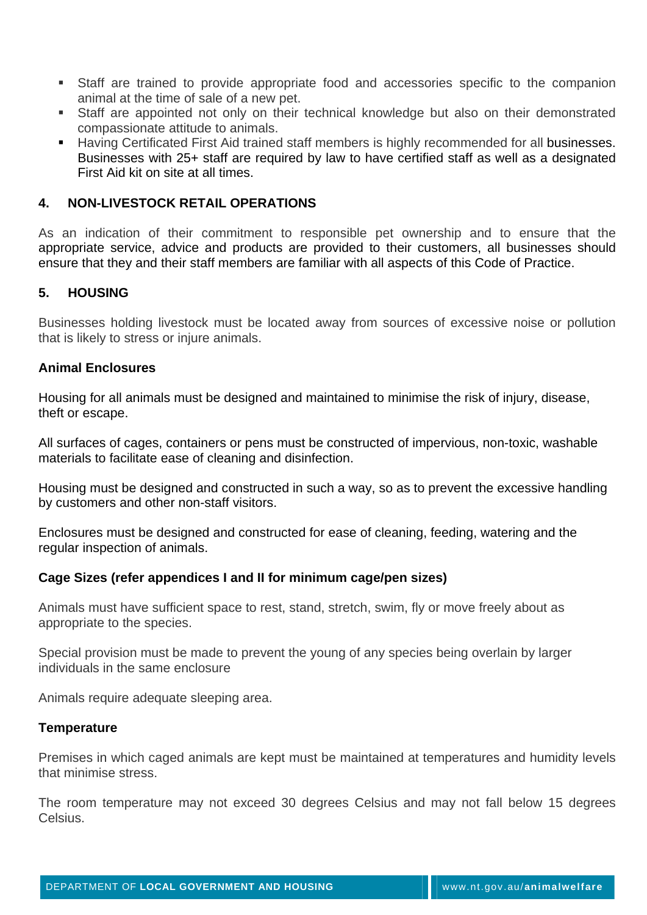- Staff are trained to provide appropriate food and accessories specific to the companion animal at the time of sale of a new pet.
- Staff are appointed not only on their technical knowledge but also on their demonstrated compassionate attitude to animals.
- Having Certificated First Aid trained staff members is highly recommended for all businesses. Businesses with 25+ staff are required by law to have certified staff as well as a designated First Aid kit on site at all times.

## 4. NON-LIVESTOCK RETAIL OPERATIONS

As an indication of their commitment to responsible pet ownership and to ensure that the appropriate service, advice and products are provided to their customers, all businesses should ensure that they and their staff members are familiar with all aspects of this Code of Practice.

## 5. HOUSING

Businesses holding livestock must be located away from sources of excessive noise or pollution that is likely to stress or injure animals.

### Animal Enclosures

Housing for all animals must be designed and maintained to minimise the risk of injury, disease, theft or escape.

All surfaces of cages, containers or pens must be constructed of impervious, non-toxic, washable materials to facilitate ease of cleaning and disinfection.

Housing must be designed and constructed in such a way, so as to prevent the excessive handling by customers and other non-staff visitors.

Enclosures must be designed and constructed for ease of cleaning, feeding, watering and the regular inspection of animals.

### Cage Sizes (refer appendices I and II for minimum cage/pen sizes)

Animals must have sufficient space to rest, stand, stretch, swim, fly or move freely about as appropriate to the species.

Special provision must be made to prevent the young of any species being overlain by larger individuals in the same enclosure

Animals require adequate sleeping area.

### Temperature

Premises in which caged animals are kept must be maintained at temperatures and humidity levels that minimise stress.

The room temperature may not exceed 30 degrees Celsius and may not fall below 15 degrees Celsius.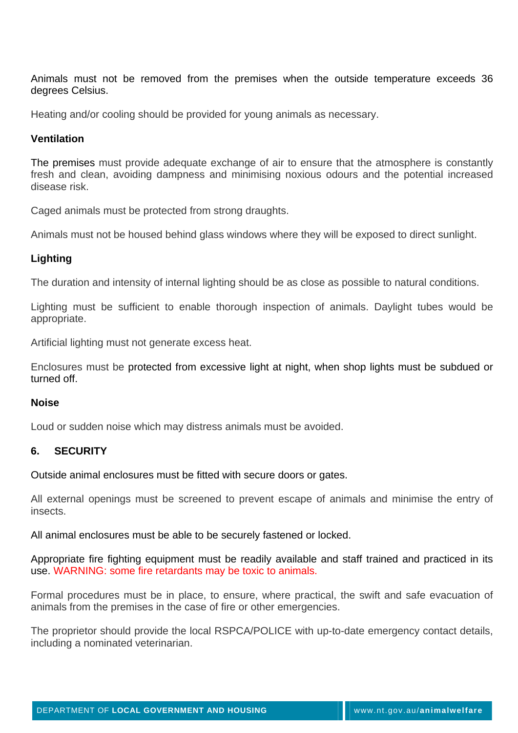Animals must not be removed from the premises when the outside temperature exceeds 36 degrees Celsius.

Heating and/or cooling should be provided for young animals as necessary.

### Ventilation

The premises must provide adequate exchange of air to ensure that the atmosphere is constantly fresh and clean, avoiding dampness and minimising noxious odours and the potential increased disease risk.

Caged animals must be protected from strong draughts.

Animals must not be housed behind glass windows where they will be exposed to direct sunlight.

### Lighting

The duration and intensity of internal lighting should be as close as possible to natural conditions.

Lighting must be sufficient to enable thorough inspection of animals. Daylight tubes would be appropriate.

Artificial lighting must not generate excess heat.

Enclosures must be protected from excessive light at night, when shop lights must be subdued or turned off.

### Noise

Loud or sudden noise which may distress animals must be avoided.

## 6. SECURITY

Outside animal enclosures must be fitted with secure doors or gates.

All external openings must be screened to prevent escape of animals and minimise the entry of insects.

All animal enclosures must be able to be securely fastened or locked.

Appropriate fire fighting equipment must be readily available and staff trained and practiced in its use. WARNING: some fire retardants may be toxic to animals.

Formal procedures must be in place, to ensure, where practical, the swift and safe evacuation of animals from the premises in the case of fire or other emergencies.

The proprietor should provide the local RSPCA/POLICE with up-to-date emergency contact details, including a nominated veterinarian.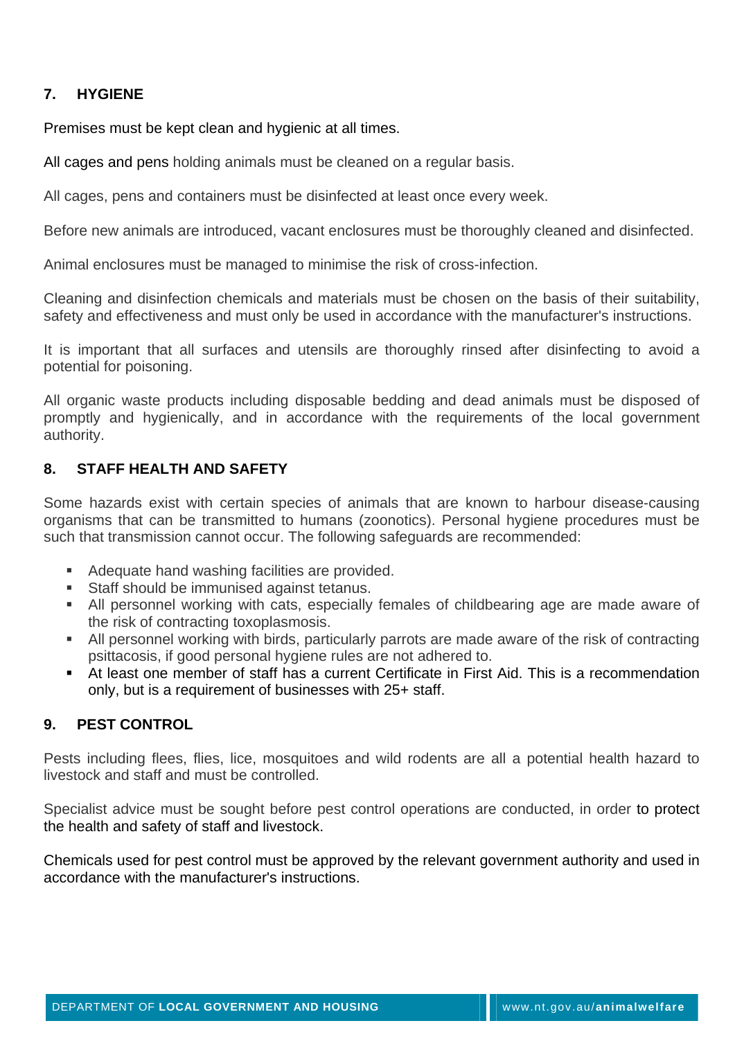## 7. HYGIENE

Premises must be kept clean and hygienic at all times.

All cages and pens holding animals must be cleaned on a regular basis.

All cages, pens and containers must be disinfected at least once every week.

Before new animals are introduced, vacant enclosures must be thoroughly cleaned and disinfected.

Animal enclosures must be managed to minimise the risk of cross-infection.

Cleaning and disinfection chemicals and materials must be chosen on the basis of their suitability, safety and effectiveness and must only be used in accordance with the manufacturer's instructions.

It is important that all surfaces and utensils are thoroughly rinsed after disinfecting to avoid a potential for poisoning.

All organic waste products including disposable bedding and dead animals must be disposed of promptly and hygienically, and in accordance with the requirements of the local government authority.

## 8. STAFF HEALTH AND SAFETY

Some hazards exist with certain species of animals that are known to harbour disease-causing organisms that can be transmitted to humans (zoonotics). Personal hygiene procedures must be such that transmission cannot occur. The following safeguards are recommended:

- Adequate hand washing facilities are provided.
- Staff should be immunised against tetanus.
- All personnel working with cats, especially females of childbearing age are made aware of the risk of contracting toxoplasmosis.
- All personnel working with birds, particularly parrots are made aware of the risk of contracting psittacosis, if good personal hygiene rules are not adhered to.
- At least one member of staff has a current Certificate in First Aid. This is a recommendation only, but is a requirement of businesses with 25+ staff.

## 9. PEST CONTROL

Pests including flees, flies, lice, mosquitoes and wild rodents are all a potential health hazard to livestock and staff and must be controlled.

Specialist advice must be sought before pest control operations are conducted, in order to protect the health and safety of staff and livestock.

Chemicals used for pest control must be approved by the relevant government authority and used in accordance with the manufacturer's instructions.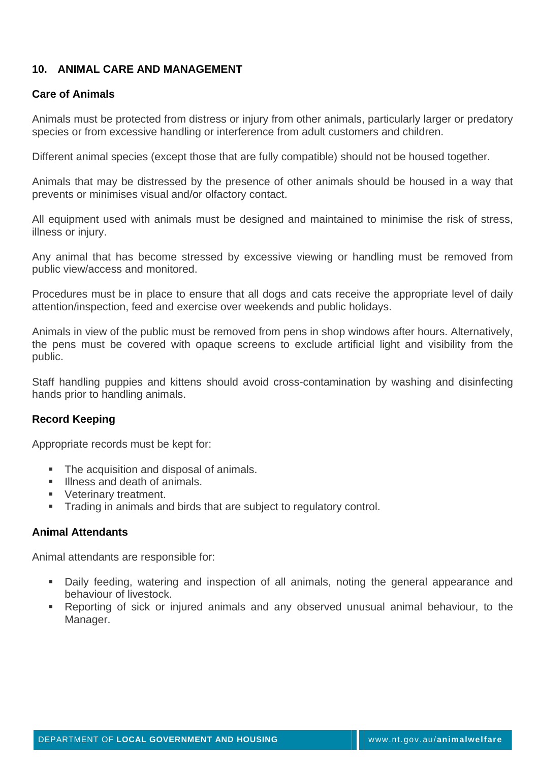## 10. ANIMAL CARE AND MANAGEMENT

### Care of Animals

Animals must be protected from distress or injury from other animals, particularly larger or predatory species or from excessive handling or interference from adult customers and children.

Different animal species (except those that are fully compatible) should not be housed together.

Animals that may be distressed by the presence of other animals should be housed in a way that prevents or minimises visual and/or olfactory contact.

All equipment used with animals must be designed and maintained to minimise the risk of stress, illness or injury.

Any animal that has become stressed by excessive viewing or handling must be removed from public view/access and monitored.

Procedures must be in place to ensure that all dogs and cats receive the appropriate level of daily attention/inspection, feed and exercise over weekends and public holidays.

Animals in view of the public must be removed from pens in shop windows after hours. Alternatively, the pens must be covered with opaque screens to exclude artificial light and visibility from the public.

Staff handling puppies and kittens should avoid cross-contamination by washing and disinfecting hands prior to handling animals.

### Record Keeping

Appropriate records must be kept for:

- The acquisition and disposal of animals.
- Illness and death of animals.
- Veterinary treatment.
- Trading in animals and birds that are subject to regulatory control.

### Animal Attendants

Animal attendants are responsible for:

- Daily feeding, watering and inspection of all animals, noting the general appearance and behaviour of livestock.
- Reporting of sick or injured animals and any observed unusual animal behaviour, to the Manager.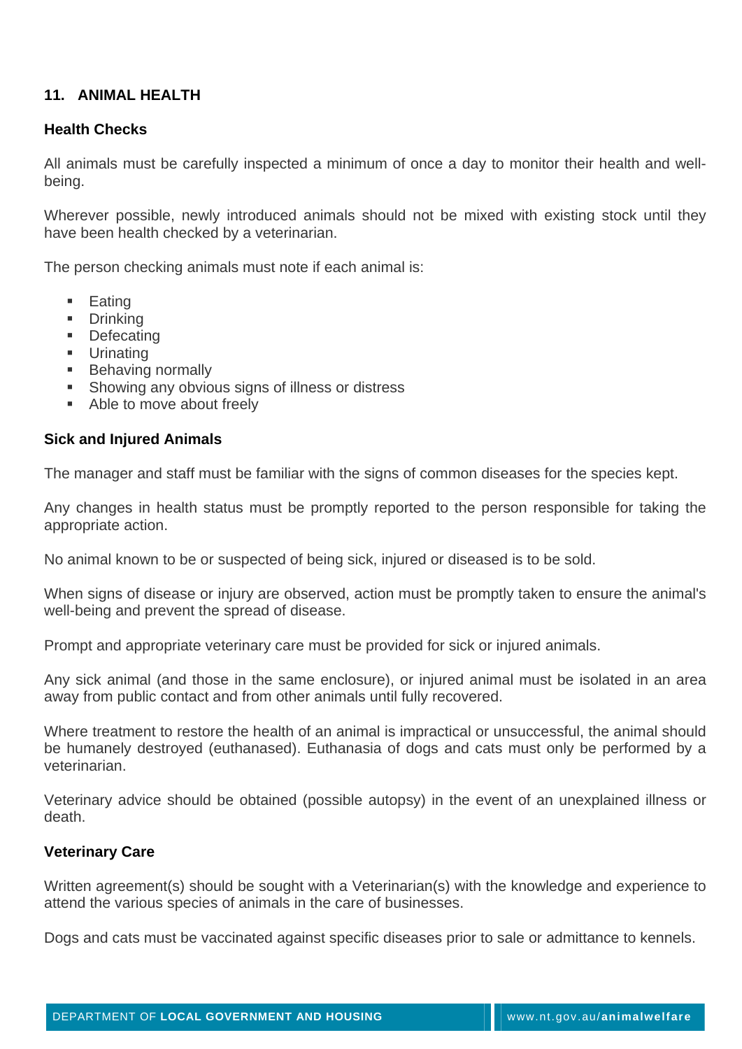## 11. ANIMAL HEALTH

### Health Checks

All animals must be carefully inspected a minimum of once a day to monitor their health and well-being.

Wherever possible, newly introduced animals should not be mixed with existing stock until they have been health checked by a veterinarian.

The person checking animals must note if each animal is:

- Eating
- Drinking
- Defecating
- Urinating
- Behaving normally
- Showing any obvious signs of illness or distress
- Able to move about freely

### Sick and Injured Animals

The manager and staff must be familiar with the signs of common diseases for the species kept.

Any changes in health status must be promptly reported to the person responsible for taking the appropriate action.

No animal known to be or suspected of being sick, injured or diseased is to be sold.

When signs of disease or injury are observed, action must be promptly taken to ensure the animal's well-being and prevent the spread of disease.

Prompt and appropriate veterinary care must be provided for sick or injured animals.

Any sick animal (and those in the same enclosure), or injured animal must be isolated in an area away from public contact and from other animals until fully recovered.

Where treatment to restore the health of an animal is impractical or unsuccessful, the animal should be humanely destroyed (euthanased). Euthanasia of dogs and cats must only be performed by a veterinarian.

Veterinary advice should be obtained (possible autopsy) in the event of an unexplained illness or death.

### Veterinary Care

Written agreement(s) should be sought with a Veterinarian(s) with the knowledge and experience to attend the various species of animals in the care of businesses.

Dogs and cats must be vaccinated against specific diseases prior to sale or admittance to kennels.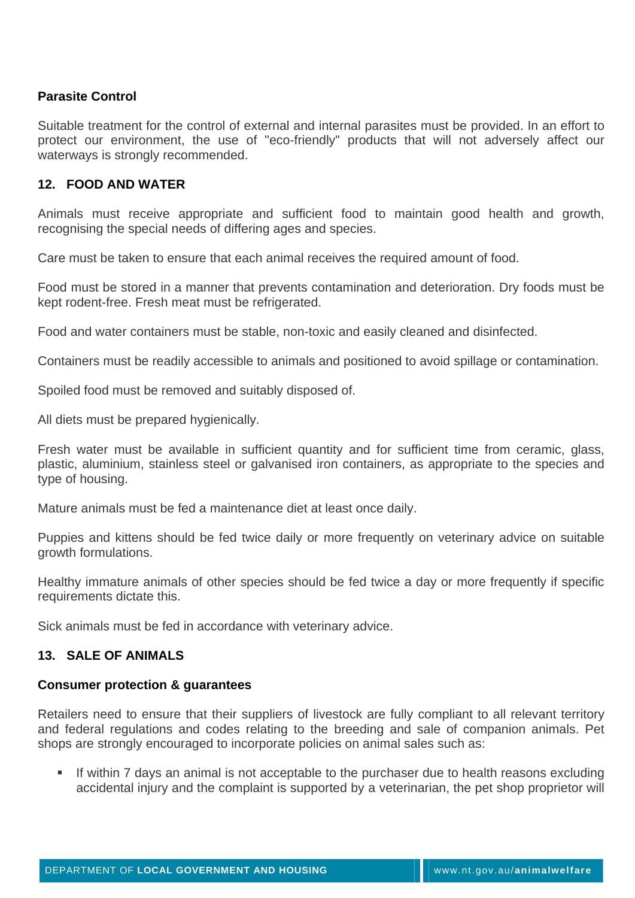### Parasite Control

Suitable treatment for the control of external and internal parasites must be provided. In an effort to protect our environment, the use of "eco-friendly" products that will not adversely affect our waterways is strongly recommended.

## 12. FOOD AND WATER

Animals must receive appropriate and sufficient food to maintain good health and growth, recognising the special needs of differing ages and species.

Care must be taken to ensure that each animal receives the required amount of food.

Food must be stored in a manner that prevents contamination and deterioration. Dry foods must be kept rodent-free. Fresh meat must be refrigerated.

Food and water containers must be stable, non-toxic and easily cleaned and disinfected.

Containers must be readily accessible to animals and positioned to avoid spillage or contamination.

Spoiled food must be removed and suitably disposed of.

All diets must be prepared hygienically.

Fresh water must be available in sufficient quantity and for sufficient time from ceramic, glass, plastic, aluminium, stainless steel or galvanised iron containers, as appropriate to the species and type of housing.

Mature animals must be fed a maintenance diet at least once daily.

Puppies and kittens should be fed twice daily or more frequently on veterinary advice on suitable growth formulations.

Healthy immature animals of other species should be fed twice a day or more frequently if specific requirements dictate this.

Sick animals must be fed in accordance with veterinary advice.

## 13. SALE OF ANIMALS

### Consumer protection & guarantees

Retailers need to ensure that their suppliers of livestock are fully compliant to all relevant territory and federal regulations and codes relating to the breeding and sale of companion animals. Pet shops are strongly encouraged to incorporate policies on animal sales such as:

- If within 7 days an animal is not acceptable to the purchaser due to health reasons excluding accidental injury and the complaint is supported by a veterinarian, the pet shop proprietor will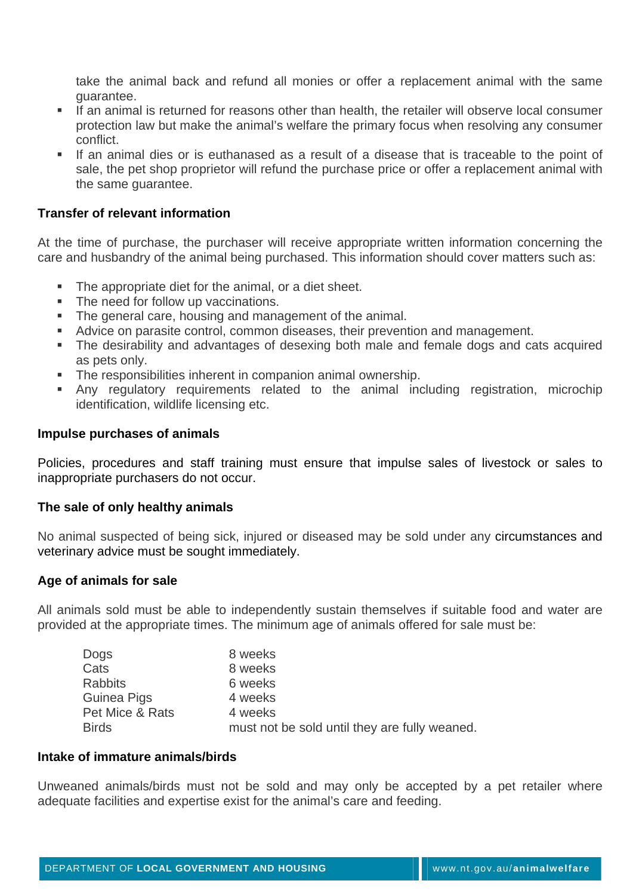take the animal back and refund all monies or offer a replacement animal with the same guarantee.

- If an animal is returned for reasons other than health, the retailer will observe local consumer protection law but make the animal's welfare the primary focus when resolving any consumer conflict.
- If an animal dies or is euthanased as a result of a disease that is traceable to the point of sale, the pet shop proprietor will refund the purchase price or offer a replacement animal with the same guarantee.

**Transfer of relevant information**

At the time of purchase, the purchaser will receive appropriate written information concerning the care and husbandry of the animal being purchased. This information should cover matters such as:

- The appropriate diet for the animal, or a diet sheet.
- The need for follow up vaccinations.
- The general care, housing and management of the animal.
- Advice on parasite control, common diseases, their prevention and management.
- The desirability and advantages of desexing both male and female dogs and cats acquired as pets only.
- The responsibilities inherent in companion animal ownership.
- Any regulatory requirements related to the animal including registration, microchip identification, wildlife licensing etc.

**Impulse purchases of animals**

Policies, procedures and staff training must ensure that impulse sales of livestock or sales to inappropriate purchasers do not occur.

**The sale of only healthy animals**

No animal suspected of being sick, injured or diseased may be sold under any circumstances and veterinary advice must be sought immediately.

**Age of animals for sale**

All animals sold must be able to independently sustain themselves if suitable food and water are provided at the appropriate times. The minimum age of animals offered for sale must be:

| | |
|---|---|
| Dogs | 8 weeks |
| Cats | 8 weeks |
| Rabbits | 6 weeks |
| Guinea Pigs | 4 weeks |
| Pet Mice & Rats | 4 weeks |
| Birds | must not be sold until they are fully weaned. |

**Intake of immature animals/birds**

Unweaned animals/birds must not be sold and may only be accepted by a pet retailer where adequate facilities and expertise exist for the animal's care and feeding.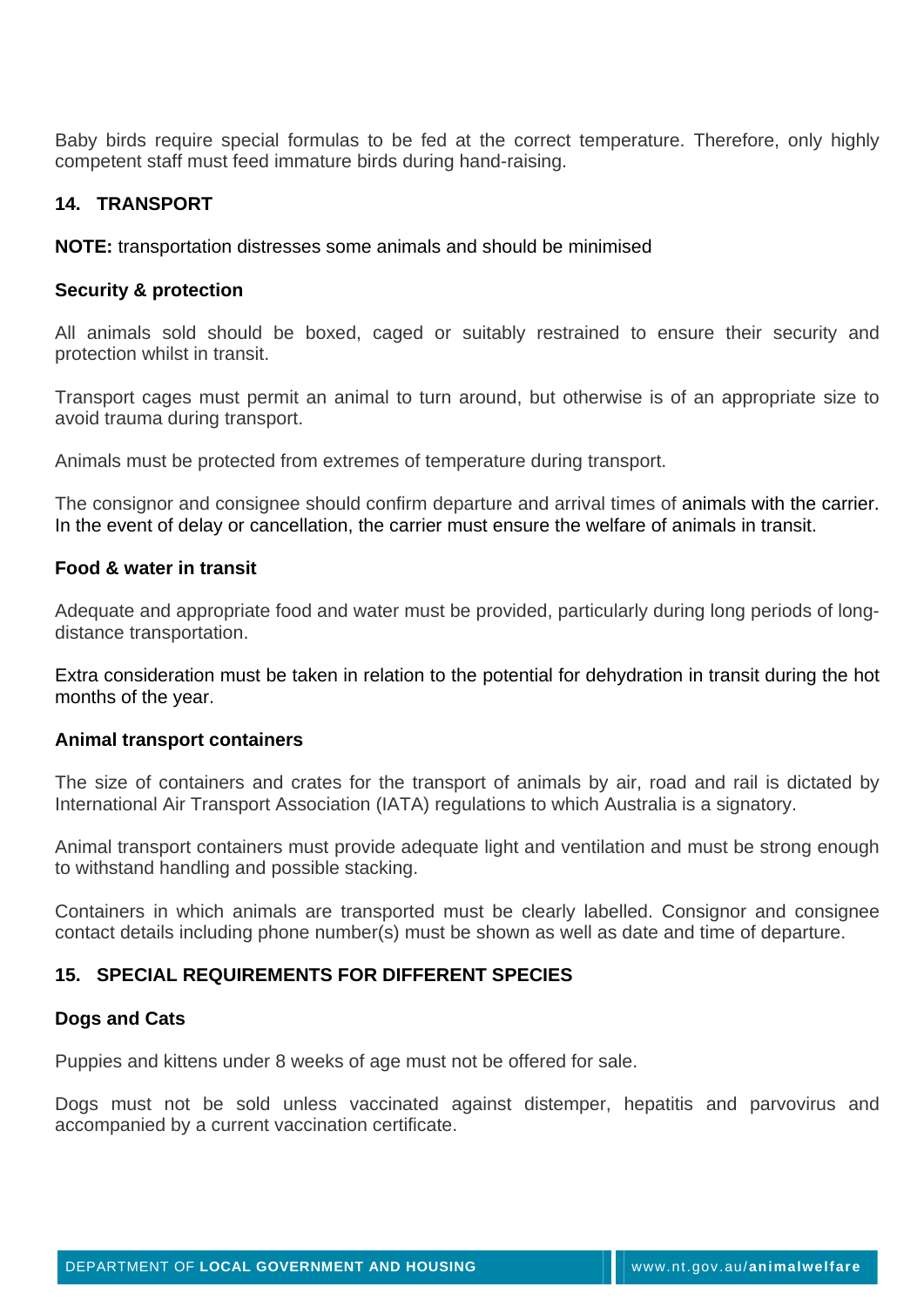Baby birds require special formulas to be fed at the correct temperature. Therefore, only highly competent staff must feed immature birds during hand-raising.

## 14. TRANSPORT

**NOTE:** transportation distresses some animals and should be minimised

### Security & protection

All animals sold should be boxed, caged or suitably restrained to ensure their security and protection whilst in transit.

Transport cages must permit an animal to turn around, but otherwise is of an appropriate size to avoid trauma during transport.

Animals must be protected from extremes of temperature during transport.

The consignor and consignee should confirm departure and arrival times of animals with the carrier. In the event of delay or cancellation, the carrier must ensure the welfare of animals in transit.

### Food & water in transit

Adequate and appropriate food and water must be provided, particularly during long periods of long-distance transportation.

Extra consideration must be taken in relation to the potential for dehydration in transit during the hot months of the year.

### Animal transport containers

The size of containers and crates for the transport of animals by air, road and rail is dictated by International Air Transport Association (IATA) regulations to which Australia is a signatory.

Animal transport containers must provide adequate light and ventilation and must be strong enough to withstand handling and possible stacking.

Containers in which animals are transported must be clearly labelled. Consignor and consignee contact details including phone number(s) must be shown as well as date and time of departure.

## 15. SPECIAL REQUIREMENTS FOR DIFFERENT SPECIES

### Dogs and Cats

Puppies and kittens under 8 weeks of age must not be offered for sale.

Dogs must not be sold unless vaccinated against distemper, hepatitis and parvovirus and accompanied by a current vaccination certificate.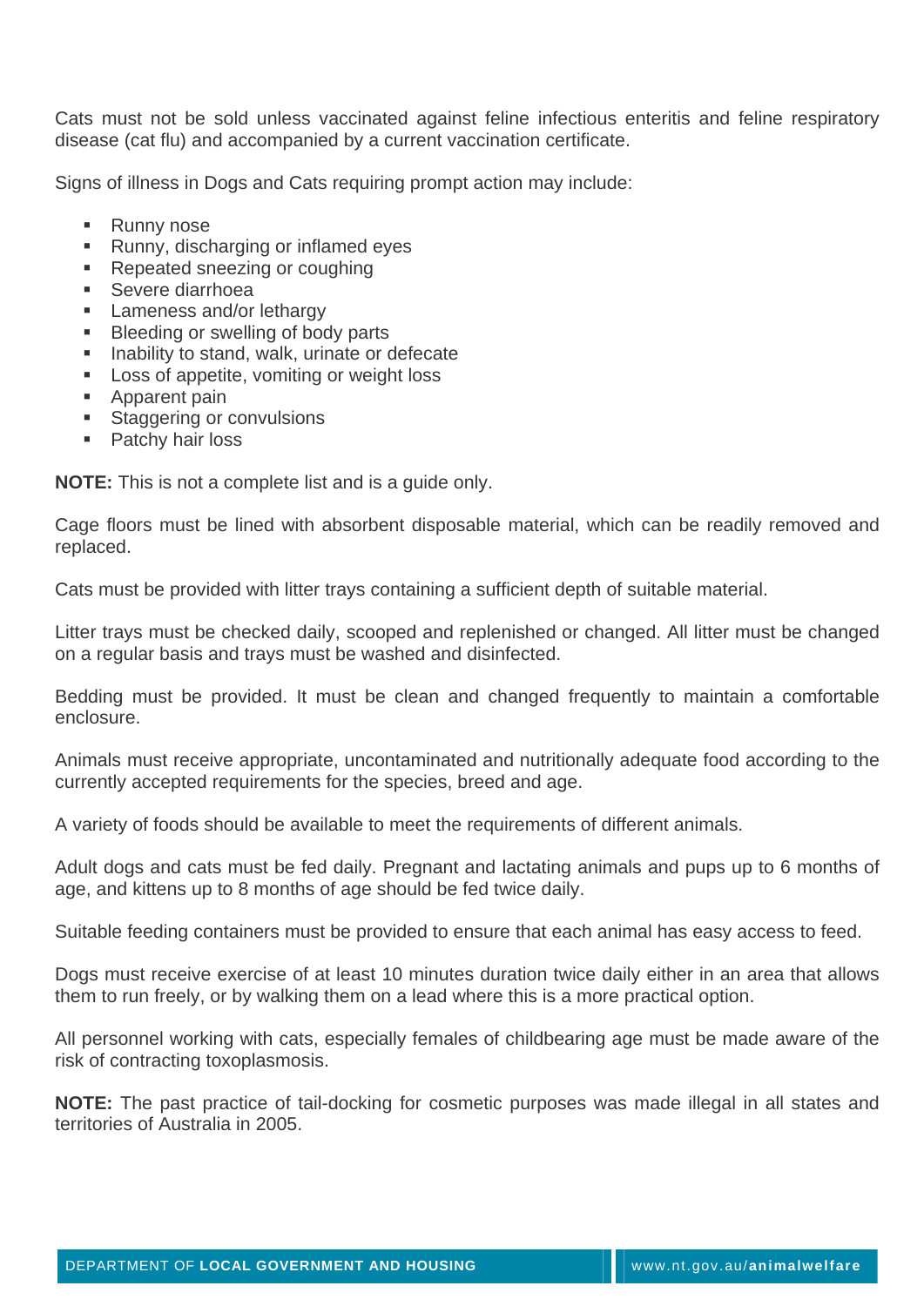Cats must not be sold unless vaccinated against feline infectious enteritis and feline respiratory disease (cat flu) and accompanied by a current vaccination certificate.

Signs of illness in Dogs and Cats requiring prompt action may include:

- Runny nose
- Runny, discharging or inflamed eyes
- Repeated sneezing or coughing
- Severe diarrhoea
- Lameness and/or lethargy
- Bleeding or swelling of body parts
- Inability to stand, walk, urinate or defecate
- Loss of appetite, vomiting or weight loss
- Apparent pain
- Staggering or convulsions
- Patchy hair loss

**NOTE:** This is not a complete list and is a guide only.

Cage floors must be lined with absorbent disposable material, which can be readily removed and replaced.

Cats must be provided with litter trays containing a sufficient depth of suitable material.

Litter trays must be checked daily, scooped and replenished or changed. All litter must be changed on a regular basis and trays must be washed and disinfected.

Bedding must be provided. It must be clean and changed frequently to maintain a comfortable enclosure.

Animals must receive appropriate, uncontaminated and nutritionally adequate food according to the currently accepted requirements for the species, breed and age.

A variety of foods should be available to meet the requirements of different animals.

Adult dogs and cats must be fed daily. Pregnant and lactating animals and pups up to 6 months of age, and kittens up to 8 months of age should be fed twice daily.

Suitable feeding containers must be provided to ensure that each animal has easy access to feed.

Dogs must receive exercise of at least 10 minutes duration twice daily either in an area that allows them to run freely, or by walking them on a lead where this is a more practical option.

All personnel working with cats, especially females of childbearing age must be made aware of the risk of contracting toxoplasmosis.

**NOTE:** The past practice of tail-docking for cosmetic purposes was made illegal in all states and territories of Australia in 2005.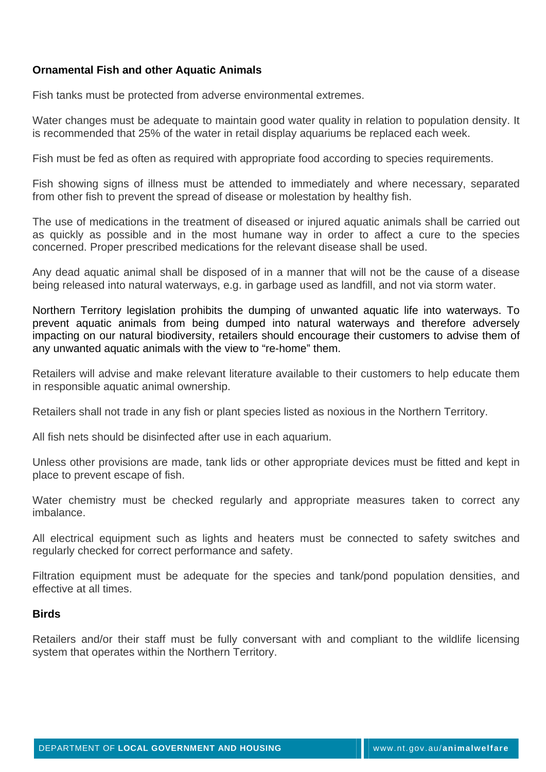### Ornamental Fish and other Aquatic Animals

Fish tanks must be protected from adverse environmental extremes.

Water changes must be adequate to maintain good water quality in relation to population density. It is recommended that 25% of the water in retail display aquariums be replaced each week.

Fish must be fed as often as required with appropriate food according to species requirements.

Fish showing signs of illness must be attended to immediately and where necessary, separated from other fish to prevent the spread of disease or molestation by healthy fish.

The use of medications in the treatment of diseased or injured aquatic animals shall be carried out as quickly as possible and in the most humane way in order to affect a cure to the species concerned. Proper prescribed medications for the relevant disease shall be used.

Any dead aquatic animal shall be disposed of in a manner that will not be the cause of a disease being released into natural waterways, e.g. in garbage used as landfill, and not via storm water.

Northern Territory legislation prohibits the dumping of unwanted aquatic life into waterways. To prevent aquatic animals from being dumped into natural waterways and therefore adversely impacting on our natural biodiversity, retailers should encourage their customers to advise them of any unwanted aquatic animals with the view to "re-home" them.

Retailers will advise and make relevant literature available to their customers to help educate them in responsible aquatic animal ownership.

Retailers shall not trade in any fish or plant species listed as noxious in the Northern Territory.

All fish nets should be disinfected after use in each aquarium.

Unless other provisions are made, tank lids or other appropriate devices must be fitted and kept in place to prevent escape of fish.

Water chemistry must be checked regularly and appropriate measures taken to correct any imbalance.

All electrical equipment such as lights and heaters must be connected to safety switches and regularly checked for correct performance and safety.

Filtration equipment must be adequate for the species and tank/pond population densities, and effective at all times.

### Birds

Retailers and/or their staff must be fully conversant with and compliant to the wildlife licensing system that operates within the Northern Territory.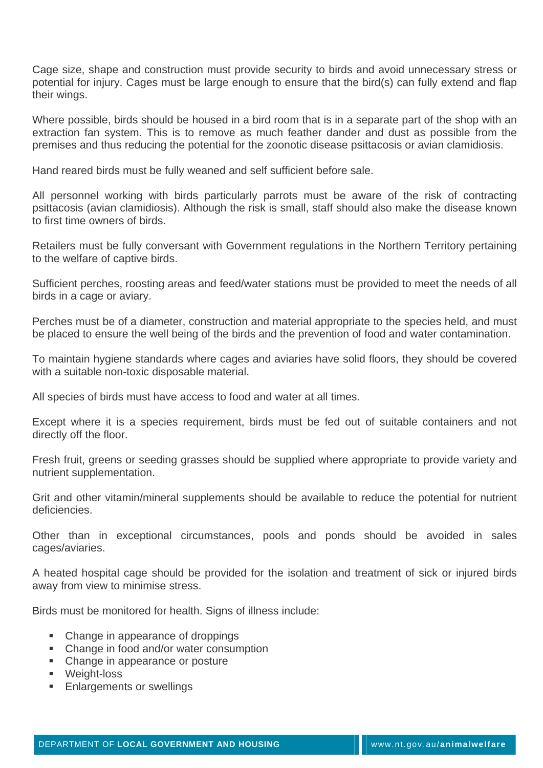Cage size, shape and construction must provide security to birds and avoid unnecessary stress or potential for injury. Cages must be large enough to ensure that the bird(s) can fully extend and flap their wings.

Where possible, birds should be housed in a bird room that is in a separate part of the shop with an extraction fan system. This is to remove as much feather dander and dust as possible from the premises and thus reducing the potential for the zoonotic disease psittacosis or avian clamidiosis.

Hand reared birds must be fully weaned and self sufficient before sale.

All personnel working with birds particularly parrots must be aware of the risk of contracting psittacosis (avian clamidiosis). Although the risk is small, staff should also make the disease known to first time owners of birds.

Retailers must be fully conversant with Government regulations in the Northern Territory pertaining to the welfare of captive birds.

Sufficient perches, roosting areas and feed/water stations must be provided to meet the needs of all birds in a cage or aviary.

Perches must be of a diameter, construction and material appropriate to the species held, and must be placed to ensure the well being of the birds and the prevention of food and water contamination.

To maintain hygiene standards where cages and aviaries have solid floors, they should be covered with a suitable non-toxic disposable material.

All species of birds must have access to food and water at all times.

Except where it is a species requirement, birds must be fed out of suitable containers and not directly off the floor.

Fresh fruit, greens or seeding grasses should be supplied where appropriate to provide variety and nutrient supplementation.

Grit and other vitamin/mineral supplements should be available to reduce the potential for nutrient deficiencies.

Other than in exceptional circumstances, pools and ponds should be avoided in sales cages/aviaries.

A heated hospital cage should be provided for the isolation and treatment of sick or injured birds away from view to minimise stress.

Birds must be monitored for health. Signs of illness include:

- Change in appearance of droppings
- Change in food and/or water consumption
- Change in appearance or posture
- Weight-loss
- Enlargements or swellings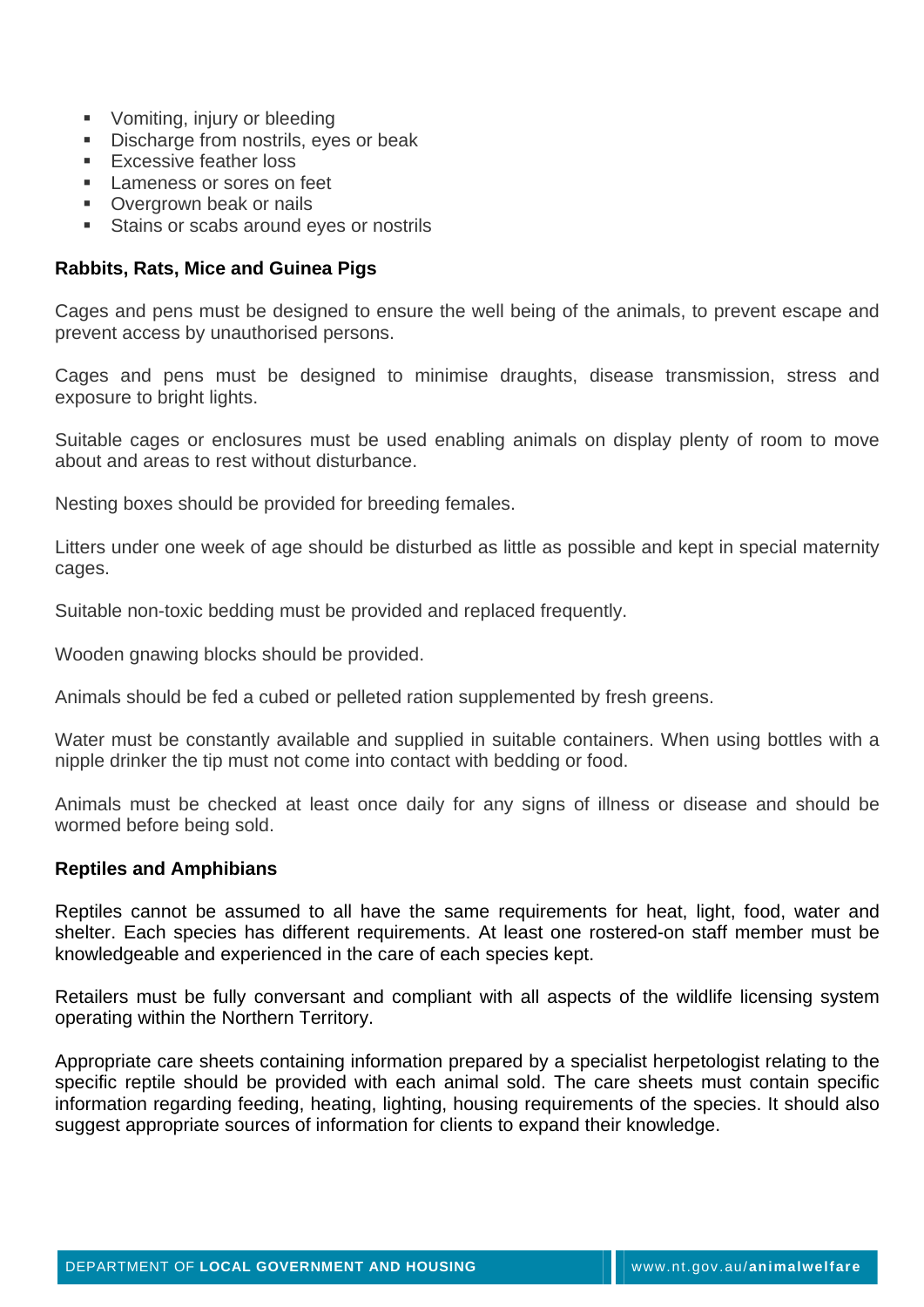- Vomiting, injury or bleeding
- Discharge from nostrils, eyes or beak
- Excessive feather loss
- Lameness or sores on feet
- Overgrown beak or nails
- Stains or scabs around eyes or nostrils

**Rabbits, Rats, Mice and Guinea Pigs**

Cages and pens must be designed to ensure the well being of the animals, to prevent escape and prevent access by unauthorised persons.

Cages and pens must be designed to minimise draughts, disease transmission, stress and exposure to bright lights.

Suitable cages or enclosures must be used enabling animals on display plenty of room to move about and areas to rest without disturbance.

Nesting boxes should be provided for breeding females.

Litters under one week of age should be disturbed as little as possible and kept in special maternity cages.

Suitable non-toxic bedding must be provided and replaced frequently.

Wooden gnawing blocks should be provided.

Animals should be fed a cubed or pelleted ration supplemented by fresh greens.

Water must be constantly available and supplied in suitable containers. When using bottles with a nipple drinker the tip must not come into contact with bedding or food.

Animals must be checked at least once daily for any signs of illness or disease and should be wormed before being sold.

**Reptiles and Amphibians**

Reptiles cannot be assumed to all have the same requirements for heat, light, food, water and shelter. Each species has different requirements. At least one rostered-on staff member must be knowledgeable and experienced in the care of each species kept.

Retailers must be fully conversant and compliant with all aspects of the wildlife licensing system operating within the Northern Territory.

Appropriate care sheets containing information prepared by a specialist herpetologist relating to the specific reptile should be provided with each animal sold. The care sheets must contain specific information regarding feeding, heating, lighting, housing requirements of the species. It should also suggest appropriate sources of information for clients to expand their knowledge.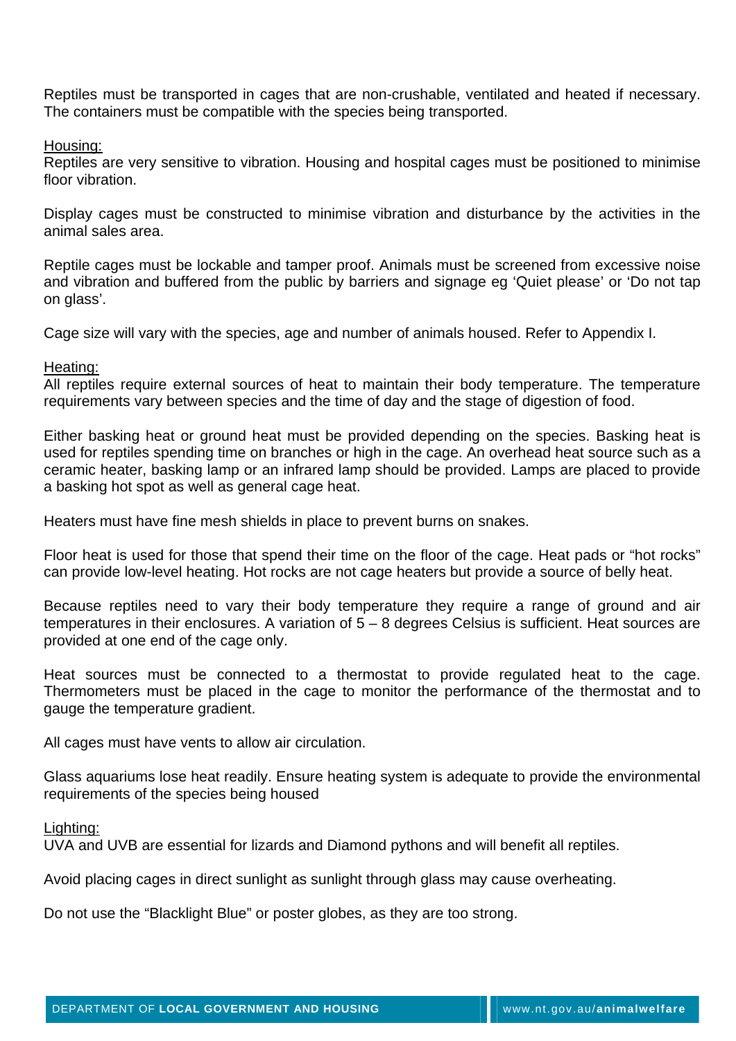Reptiles must be transported in cages that are non-crushable, ventilated and heated if necessary. The containers must be compatible with the species being transported.

Housing:

Reptiles are very sensitive to vibration. Housing and hospital cages must be positioned to minimise floor vibration.

Display cages must be constructed to minimise vibration and disturbance by the activities in the animal sales area.

Reptile cages must be lockable and tamper proof. Animals must be screened from excessive noise and vibration and buffered from the public by barriers and signage eg 'Quiet please' or 'Do not tap on glass'.

Cage size will vary with the species, age and number of animals housed. Refer to Appendix I.

Heating:

All reptiles require external sources of heat to maintain their body temperature. The temperature requirements vary between species and the time of day and the stage of digestion of food.

Either basking heat or ground heat must be provided depending on the species. Basking heat is used for reptiles spending time on branches or high in the cage. An overhead heat source such as a ceramic heater, basking lamp or an infrared lamp should be provided. Lamps are placed to provide a basking hot spot as well as general cage heat.

Heaters must have fine mesh shields in place to prevent burns on snakes.

Floor heat is used for those that spend their time on the floor of the cage. Heat pads or "hot rocks" can provide low-level heating. Hot rocks are not cage heaters but provide a source of belly heat.

Because reptiles need to vary their body temperature they require a range of ground and air temperatures in their enclosures. A variation of 5 – 8 degrees Celsius is sufficient. Heat sources are provided at one end of the cage only.

Heat sources must be connected to a thermostat to provide regulated heat to the cage. Thermometers must be placed in the cage to monitor the performance of the thermostat and to gauge the temperature gradient.

All cages must have vents to allow air circulation.

Glass aquariums lose heat readily. Ensure heating system is adequate to provide the environmental requirements of the species being housed

Lighting:

UVA and UVB are essential for lizards and Diamond pythons and will benefit all reptiles.

Avoid placing cages in direct sunlight as sunlight through glass may cause overheating.

Do not use the "Blacklight Blue" or poster globes, as they are too strong.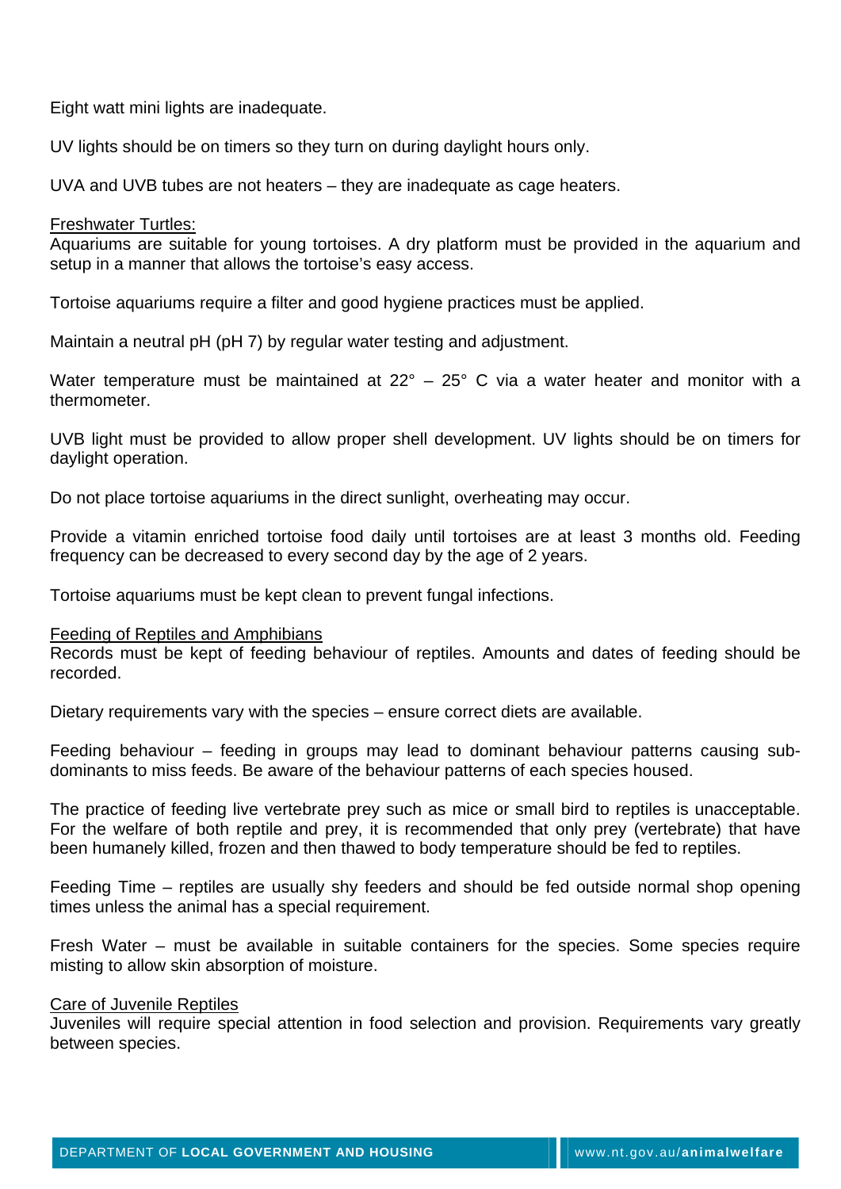Eight watt mini lights are inadequate.

UV lights should be on timers so they turn on during daylight hours only.

UVA and UVB tubes are not heaters – they are inadequate as cage heaters.

<u>Freshwater Turtles:</u>
Aquariums are suitable for young tortoises. A dry platform must be provided in the aquarium and setup in a manner that allows the tortoise's easy access.

Tortoise aquariums require a filter and good hygiene practices must be applied.

Maintain a neutral pH (pH 7) by regular water testing and adjustment.

Water temperature must be maintained at 22° – 25° C via a water heater and monitor with a thermometer.

UVB light must be provided to allow proper shell development. UV lights should be on timers for daylight operation.

Do not place tortoise aquariums in the direct sunlight, overheating may occur.

Provide a vitamin enriched tortoise food daily until tortoises are at least 3 months old. Feeding frequency can be decreased to every second day by the age of 2 years.

Tortoise aquariums must be kept clean to prevent fungal infections.

<u>Feeding of Reptiles and Amphibians</u>
Records must be kept of feeding behaviour of reptiles. Amounts and dates of feeding should be recorded.

Dietary requirements vary with the species – ensure correct diets are available.

Feeding behaviour – feeding in groups may lead to dominant behaviour patterns causing sub-dominants to miss feeds. Be aware of the behaviour patterns of each species housed.

The practice of feeding live vertebrate prey such as mice or small bird to reptiles is unacceptable. For the welfare of both reptile and prey, it is recommended that only prey (vertebrate) that have been humanely killed, frozen and then thawed to body temperature should be fed to reptiles.

Feeding Time – reptiles are usually shy feeders and should be fed outside normal shop opening times unless the animal has a special requirement.

Fresh Water – must be available in suitable containers for the species. Some species require misting to allow skin absorption of moisture.

<u>Care of Juvenile Reptiles</u>
Juveniles will require special attention in food selection and provision. Requirements vary greatly between species.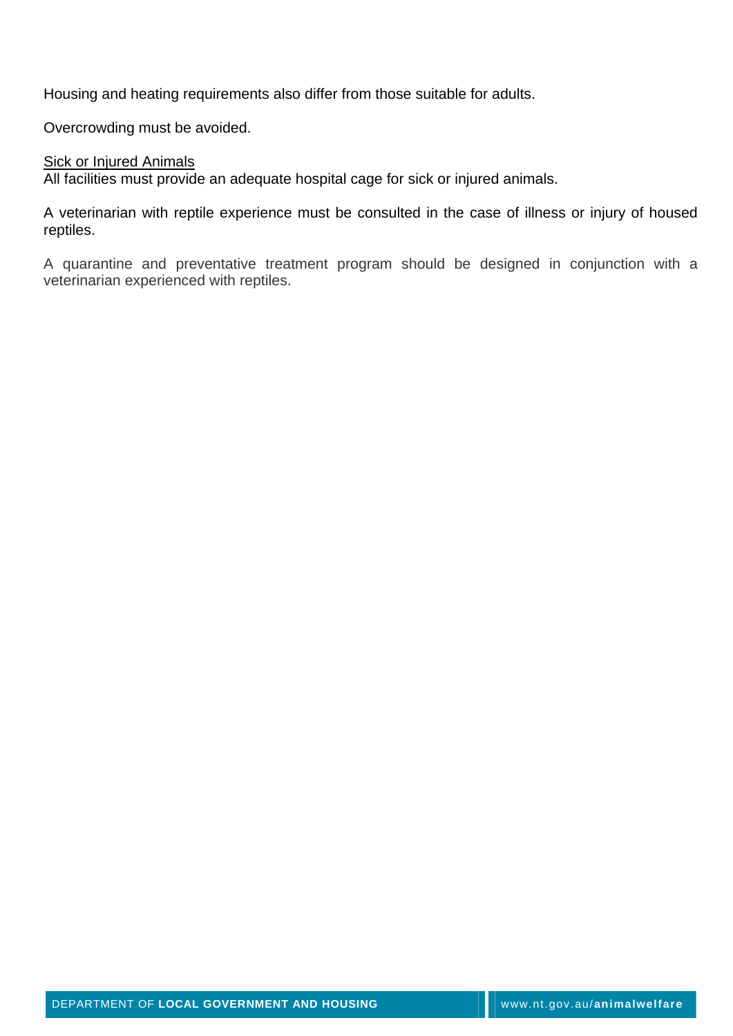Housing and heating requirements also differ from those suitable for adults.

Overcrowding must be avoided.

<u>Sick or Injured Animals</u>
All facilities must provide an adequate hospital cage for sick or injured animals.

A veterinarian with reptile experience must be consulted in the case of illness or injury of housed reptiles.

A quarantine and preventative treatment program should be designed in conjunction with a veterinarian experienced with reptiles.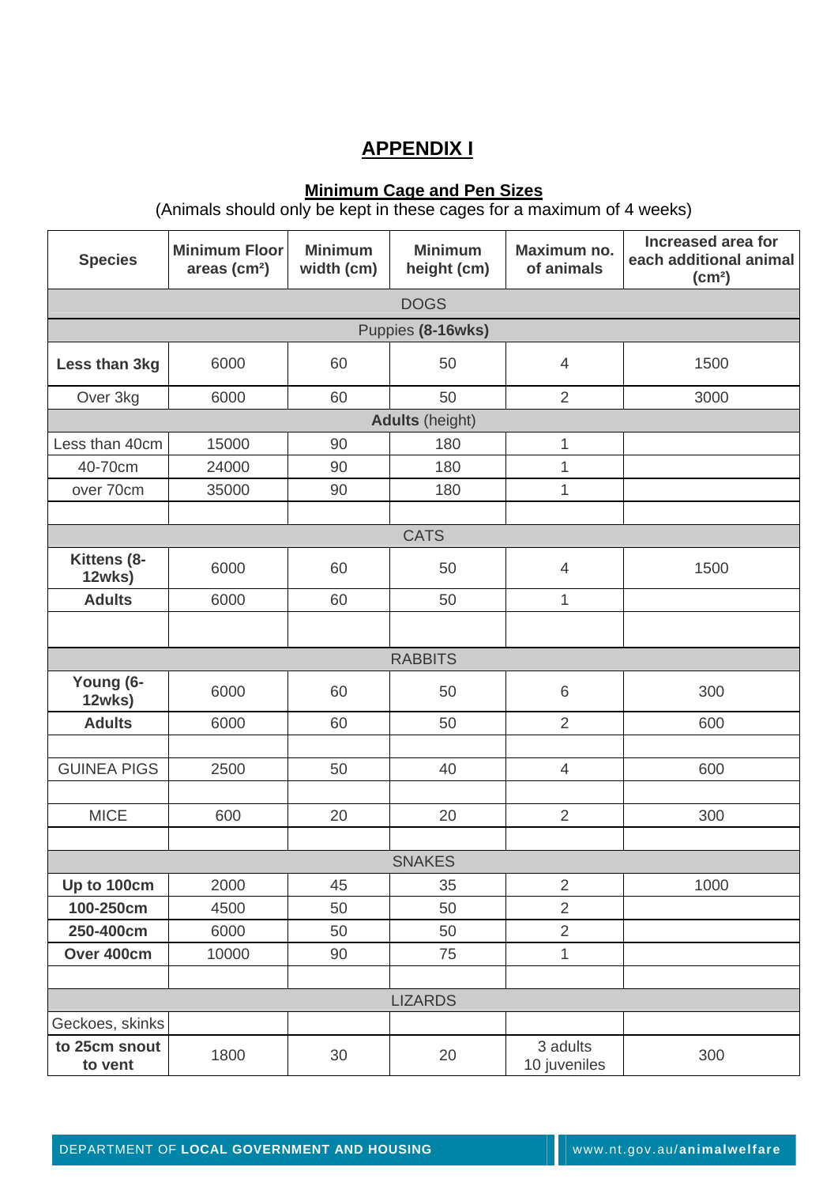# APPENDIX I

## Minimum Cage and Pen Sizes

(Animals should only be kept in these cages for a maximum of 4 weeks)

| Species | Minimum Floor areas (cm²) | Minimum width (cm) | Minimum height (cm) | Maximum no. of animals | Increased area for each additional animal (cm²) |
|---|---|---|---|---|---|
| DOGS | | | | | |
| Puppies **(8-16wks)** | | | | | |
| **Less than 3kg** | 6000 | 60 | 50 | 4 | 1500 |
| Over 3kg | 6000 | 60 | 50 | 2 | 3000 |
| **Adults** (height) | | | | | |
| Less than 40cm | 15000 | 90 | 180 | 1 | |
| 40-70cm | 24000 | 90 | 180 | 1 | |
| over 70cm | 35000 | 90 | 180 | 1 | |
| | | | | | |
| CATS | | | | | |
| **Kittens (8-12wks)** | 6000 | 60 | 50 | 4 | 1500 |
| **Adults** | 6000 | 60 | 50 | 1 | |
| | | | | | |
| RABBITS | | | | | |
| **Young (6-12wks)** | 6000 | 60 | 50 | 6 | 300 |
| **Adults** | 6000 | 60 | 50 | 2 | 600 |
| | | | | | |
| GUINEA PIGS | 2500 | 50 | 40 | 4 | 600 |
| | | | | | |
| MICE | 600 | 20 | 20 | 2 | 300 |
| | | | | | |
| SNAKES | | | | | |
| **Up to 100cm** | 2000 | 45 | 35 | 2 | 1000 |
| **100-250cm** | 4500 | 50 | 50 | 2 | |
| **250-400cm** | 6000 | 50 | 50 | 2 | |
| **Over 400cm** | 10000 | 90 | 75 | 1 | |
| | | | | | |
| LIZARDS | | | | | |
| Geckoes, skinks | | | | | |
| **to 25cm snout to vent** | 1800 | 30 | 20 | 3 adults 10 juveniles | 300 |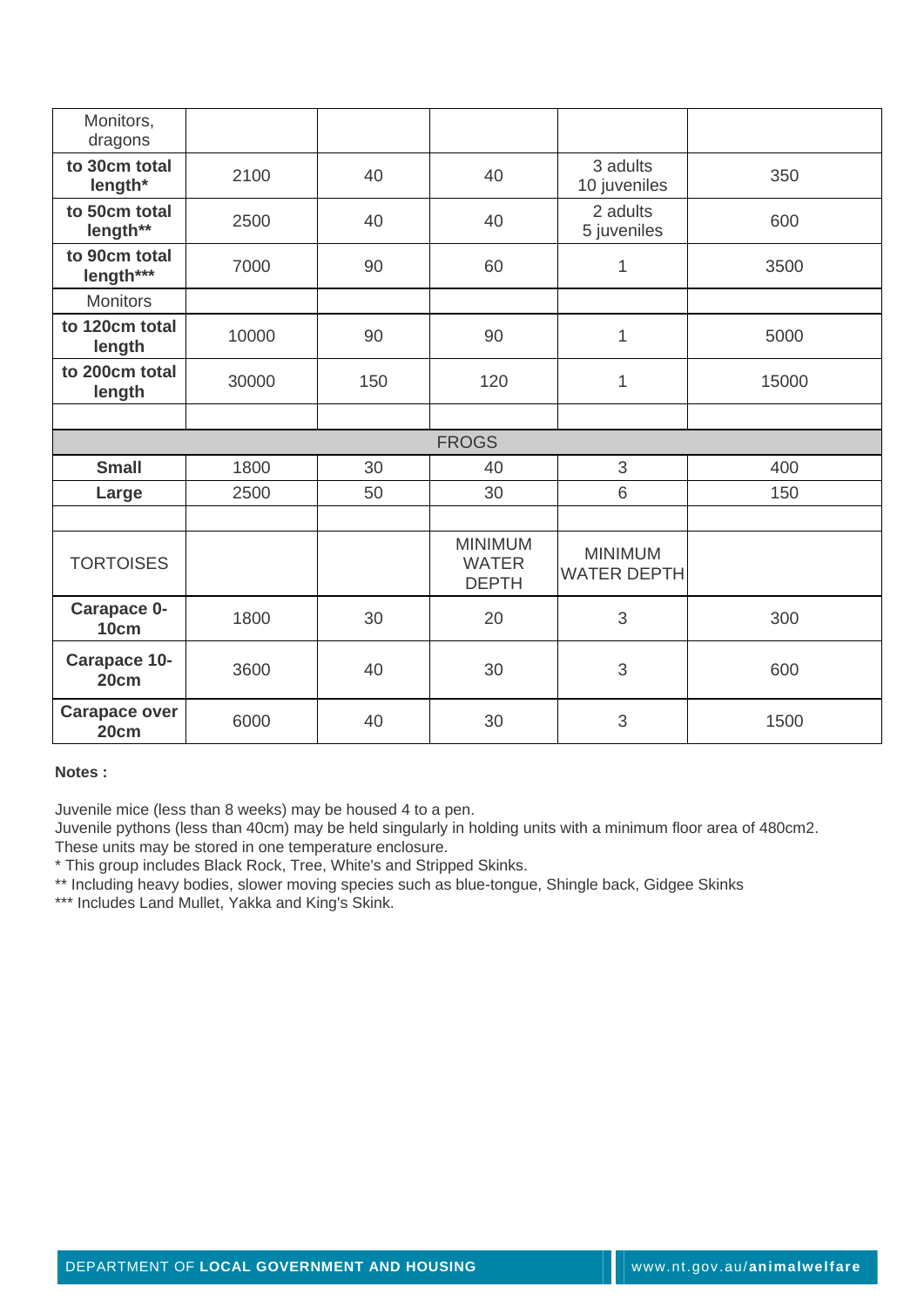| Monitors, dragons | | | | | |
|---|---|---|---|---|---|
| **to 30cm total length*** | 2100 | 40 | 40 | 3 adults 10 juveniles | 350 |
| **to 50cm total length**** | 2500 | 40 | 40 | 2 adults 5 juveniles | 600 |
| **to 90cm total length***** | 7000 | 90 | 60 | 1 | 3500 |
| Monitors | | | | | |
| **to 120cm total length** | 10000 | 90 | 90 | 1 | 5000 |
| **to 200cm total length** | 30000 | 150 | 120 | 1 | 15000 |
| | | | | | |
| FROGS | | | | | |
| **Small** | 1800 | 30 | 40 | 3 | 400 |
| **Large** | 2500 | 50 | 30 | 6 | 150 |
| | | | | | |
| TORTOISES | | | MINIMUM WATER DEPTH | MINIMUM WATER DEPTH | |
| **Carapace 0-10cm** | 1800 | 30 | 20 | 3 | 300 |
| **Carapace 10-20cm** | 3600 | 40 | 30 | 3 | 600 |
| **Carapace over 20cm** | 6000 | 40 | 30 | 3 | 1500 |

**Notes :**

Juvenile mice (less than 8 weeks) may be housed 4 to a pen.
Juvenile pythons (less than 40cm) may be held singularly in holding units with a minimum floor area of 480cm2.
These units may be stored in one temperature enclosure.
* This group includes Black Rock, Tree, White's and Stripped Skinks.
** Including heavy bodies, slower moving species such as blue-tongue, Shingle back, Gidgee Skinks
*** Includes Land Mullet, Yakka and King's Skink.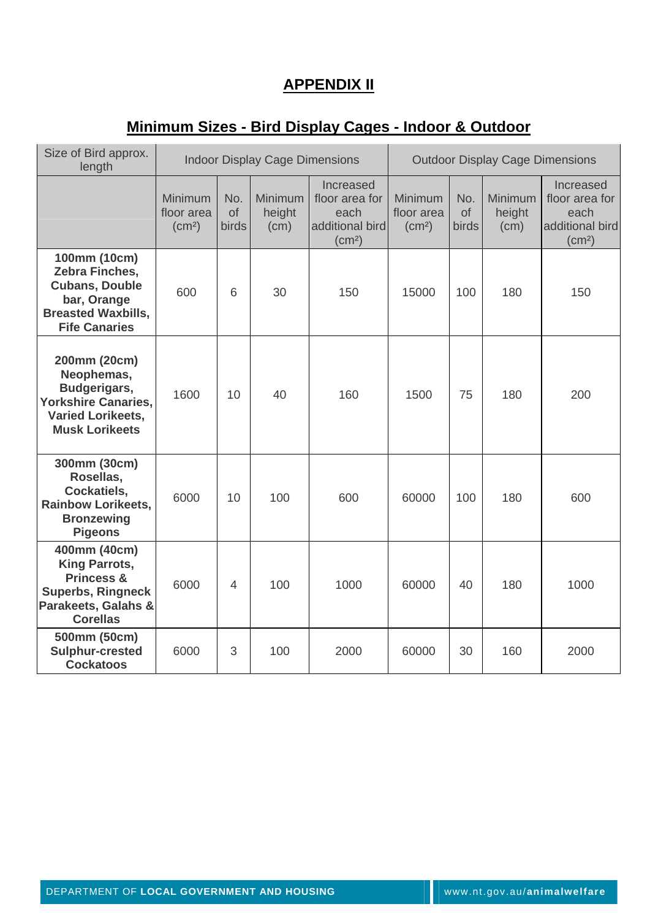# APPENDIX II

## Minimum Sizes - Bird Display Cages - Indoor & Outdoor

| Size of Bird approx. length | Indoor Display Cage Dimensions | | | | Outdoor Display Cage Dimensions | | | |
|---|---|---|---|---|---|---|---|---|
| | Minimum floor area (cm²) | No. of birds | Minimum height (cm) | Increased floor area for each additional bird (cm²) | Minimum floor area (cm²) | No. of birds | Minimum height (cm) | Increased floor area for each additional bird (cm²) |
| **100mm (10cm) Zebra Finches, Cubans, Double bar, Orange Breasted Waxbills, Fife Canaries** | 600 | 6 | 30 | 150 | 15000 | 100 | 180 | 150 |
| **200mm (20cm) Neophemas, Budgerigars, Yorkshire Canaries, Varied Lorikeets, Musk Lorikeets** | 1600 | 10 | 40 | 160 | 1500 | 75 | 180 | 200 |
| **300mm (30cm) Rosellas, Cockatiels, Rainbow Lorikeets, Bronzewing Pigeons** | 6000 | 10 | 100 | 600 | 60000 | 100 | 180 | 600 |
| **400mm (40cm) King Parrots, Princess & Superbs, Ringneck Parakeets, Galahs & Corellas** | 6000 | 4 | 100 | 1000 | 60000 | 40 | 180 | 1000 |
| **500mm (50cm) Sulphur-crested Cockatoos** | 6000 | 3 | 100 | 2000 | 60000 | 30 | 160 | 2000 |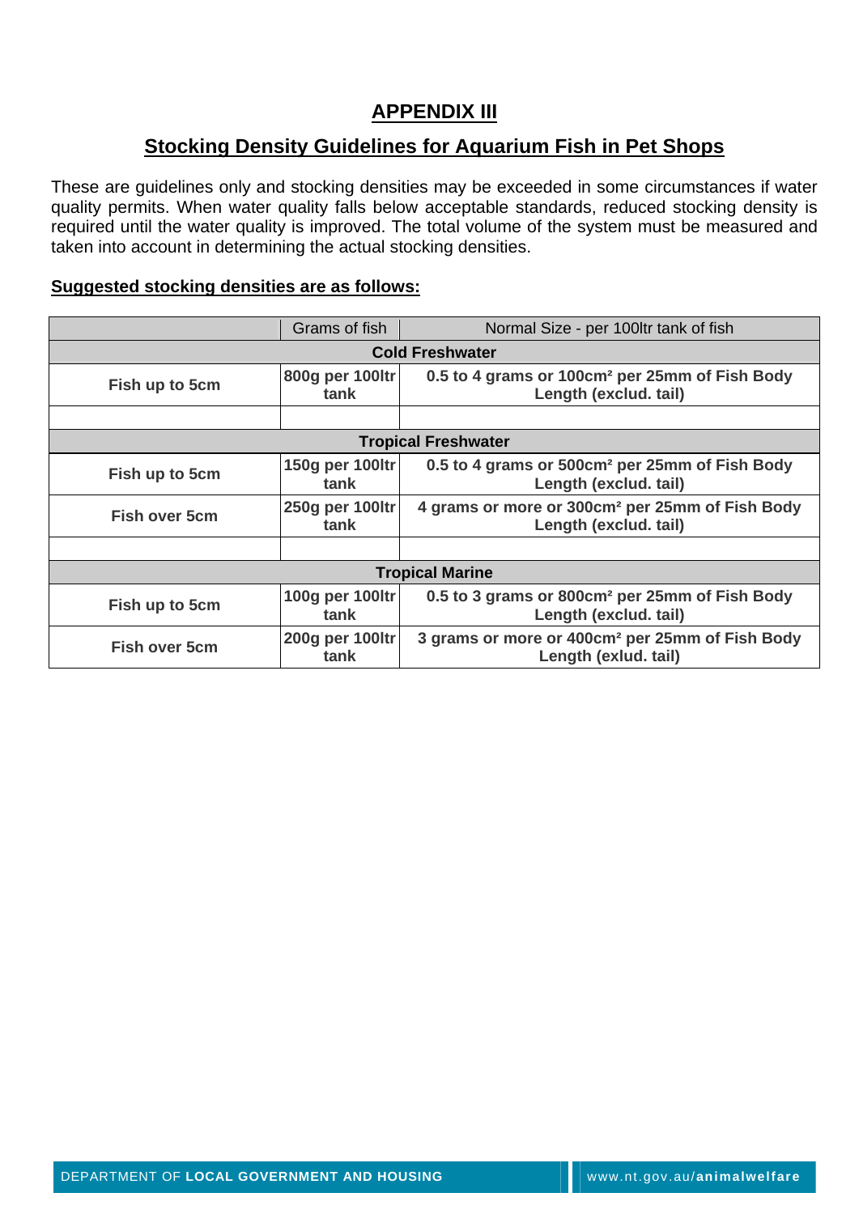# APPENDIX III

## Stocking Density Guidelines for Aquarium Fish in Pet Shops

These are guidelines only and stocking densities may be exceeded in some circumstances if water quality permits. When water quality falls below acceptable standards, reduced stocking density is required until the water quality is improved. The total volume of the system must be measured and taken into account in determining the actual stocking densities.

**Suggested stocking densities are as follows:**

| | Grams of fish | Normal Size - per 100ltr tank of fish |
|---|---|---|
| **Cold Freshwater** | | |
| **Fish up to 5cm** | **800g per 100ltr tank** | **0.5 to 4 grams or 100cm² per 25mm of Fish Body Length (exclud. tail)** |
| | | |
| **Tropical Freshwater** | | |
| **Fish up to 5cm** | **150g per 100ltr tank** | **0.5 to 4 grams or 500cm² per 25mm of Fish Body Length (exclud. tail)** |
| **Fish over 5cm** | **250g per 100ltr tank** | **4 grams or more or 300cm² per 25mm of Fish Body Length (exclud. tail)** |
| | | |
| **Tropical Marine** | | |
| **Fish up to 5cm** | **100g per 100ltr tank** | **0.5 to 3 grams or 800cm² per 25mm of Fish Body Length (exclud. tail)** |
| **Fish over 5cm** | **200g per 100ltr tank** | **3 grams or more or 400cm² per 25mm of Fish Body Length (exlud. tail)** |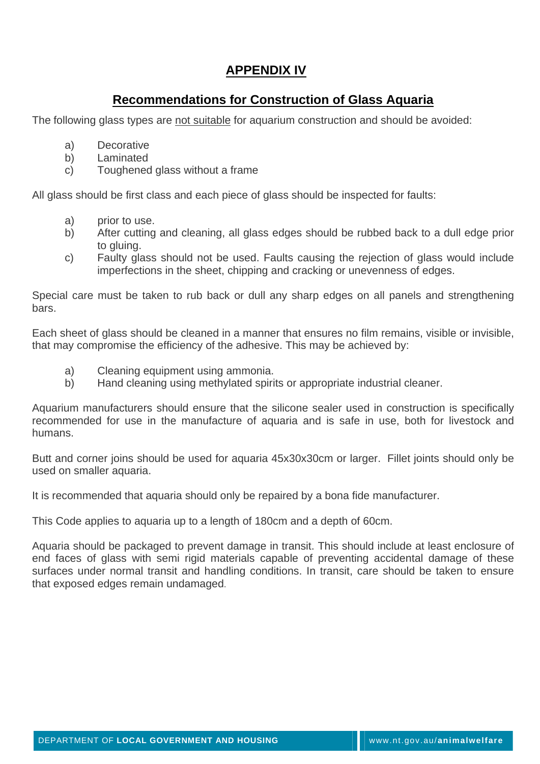# APPENDIX IV

## Recommendations for Construction of Glass Aquaria

The following glass types are not suitable for aquarium construction and should be avoided:

a) Decorative
b) Laminated
c) Toughened glass without a frame

All glass should be first class and each piece of glass should be inspected for faults:

a) prior to use.
b) After cutting and cleaning, all glass edges should be rubbed back to a dull edge prior to gluing.
c) Faulty glass should not be used. Faults causing the rejection of glass would include imperfections in the sheet, chipping and cracking or unevenness of edges.

Special care must be taken to rub back or dull any sharp edges on all panels and strengthening bars.

Each sheet of glass should be cleaned in a manner that ensures no film remains, visible or invisible, that may compromise the efficiency of the adhesive. This may be achieved by:

a) Cleaning equipment using ammonia.
b) Hand cleaning using methylated spirits or appropriate industrial cleaner.

Aquarium manufacturers should ensure that the silicone sealer used in construction is specifically recommended for use in the manufacture of aquaria and is safe in use, both for livestock and humans.

Butt and corner joins should be used for aquaria 45x30x30cm or larger. Fillet joints should only be used on smaller aquaria.

It is recommended that aquaria should only be repaired by a bona fide manufacturer.

This Code applies to aquaria up to a length of 180cm and a depth of 60cm.

Aquaria should be packaged to prevent damage in transit. This should include at least enclosure of end faces of glass with semi rigid materials capable of preventing accidental damage of these surfaces under normal transit and handling conditions. In transit, care should be taken to ensure that exposed edges remain undamaged.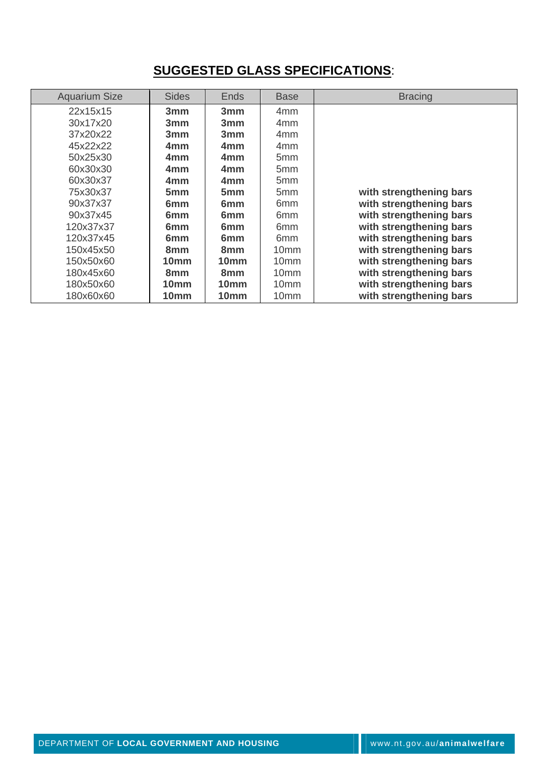## <u>SUGGESTED GLASS SPECIFICATIONS</u>:

| Aquarium Size | Sides | Ends | Base | Bracing |
|---|---|---|---|---|
| 22x15x15 | **3mm** | **3mm** | 4mm | |
| 30x17x20 | **3mm** | **3mm** | 4mm | |
| 37x20x22 | **3mm** | **3mm** | 4mm | |
| 45x22x22 | **4mm** | **4mm** | 4mm | |
| 50x25x30 | **4mm** | **4mm** | 5mm | |
| 60x30x30 | **4mm** | **4mm** | 5mm | |
| 60x30x37 | **4mm** | **4mm** | 5mm | |
| 75x30x37 | **5mm** | **5mm** | 5mm | **with strengthening bars** |
| 90x37x37 | **6mm** | **6mm** | 6mm | **with strengthening bars** |
| 90x37x45 | **6mm** | **6mm** | 6mm | **with strengthening bars** |
| 120x37x37 | **6mm** | **6mm** | 6mm | **with strengthening bars** |
| 120x37x45 | **6mm** | **6mm** | 6mm | **with strengthening bars** |
| 150x45x50 | **8mm** | **8mm** | 10mm | **with strengthening bars** |
| 150x50x60 | **10mm** | **10mm** | 10mm | **with strengthening bars** |
| 180x45x60 | **8mm** | **8mm** | 10mm | **with strengthening bars** |
| 180x50x60 | **10mm** | **10mm** | 10mm | **with strengthening bars** |
| 180x60x60 | **10mm** | **10mm** | 10mm | **with strengthening bars** |